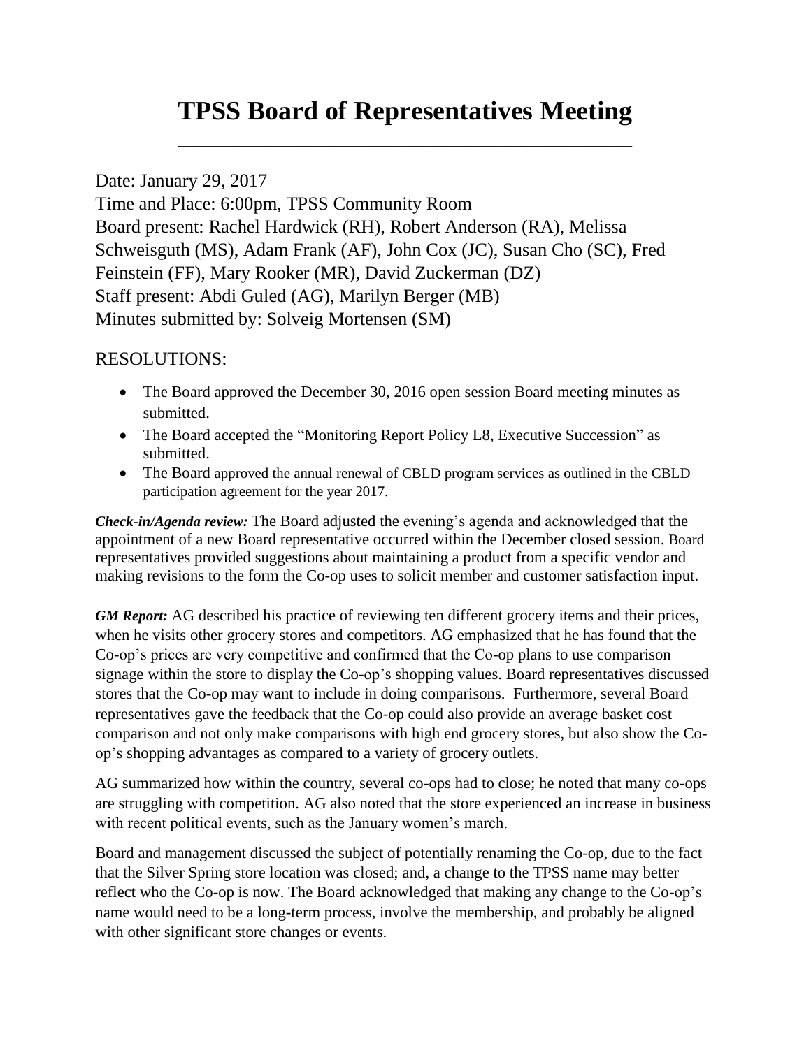# TPSS Board of Representatives Meeting

Date: January 29, 2017
Time and Place: 6:00pm, TPSS Community Room
Board present: Rachel Hardwick (RH), Robert Anderson (RA), Melissa Schweisguth (MS), Adam Frank (AF), John Cox (JC), Susan Cho (SC), Fred Feinstein (FF), Mary Rooker (MR), David Zuckerman (DZ)
Staff present: Abdi Guled (AG), Marilyn Berger (MB)
Minutes submitted by: Solveig Mortensen (SM)

## RESOLUTIONS:

- The Board approved the December 30, 2016 open session Board meeting minutes as submitted.
- The Board accepted the "Monitoring Report Policy L8, Executive Succession" as submitted.
- The Board approved the annual renewal of CBLD program services as outlined in the CBLD participation agreement for the year 2017.

***Check-in/Agenda review:*** The Board adjusted the evening's agenda and acknowledged that the appointment of a new Board representative occurred within the December closed session. Board representatives provided suggestions about maintaining a product from a specific vendor and making revisions to the form the Co-op uses to solicit member and customer satisfaction input.

***GM Report:*** AG described his practice of reviewing ten different grocery items and their prices, when he visits other grocery stores and competitors. AG emphasized that he has found that the Co-op's prices are very competitive and confirmed that the Co-op plans to use comparison signage within the store to display the Co-op's shopping values. Board representatives discussed stores that the Co-op may want to include in doing comparisons. Furthermore, several Board representatives gave the feedback that the Co-op could also provide an average basket cost comparison and not only make comparisons with high end grocery stores, but also show the Co-op's shopping advantages as compared to a variety of grocery outlets.

AG summarized how within the country, several co-ops had to close; he noted that many co-ops are struggling with competition. AG also noted that the store experienced an increase in business with recent political events, such as the January women's march.

Board and management discussed the subject of potentially renaming the Co-op, due to the fact that the Silver Spring store location was closed; and, a change to the TPSS name may better reflect who the Co-op is now. The Board acknowledged that making any change to the Co-op's name would need to be a long-term process, involve the membership, and probably be aligned with other significant store changes or events.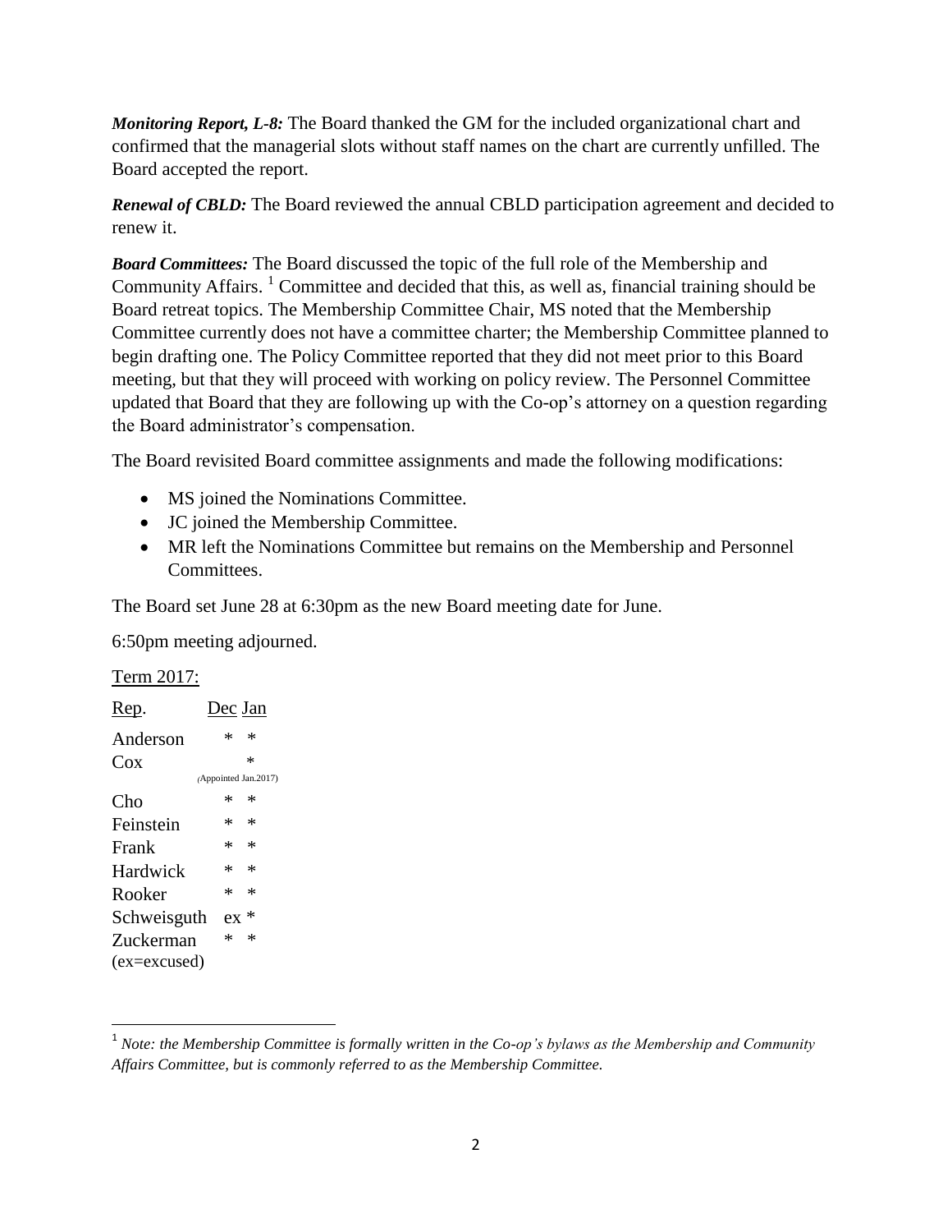***Monitoring Report, L-8:*** The Board thanked the GM for the included organizational chart and confirmed that the managerial slots without staff names on the chart are currently unfilled. The Board accepted the report.

***Renewal of CBLD:*** The Board reviewed the annual CBLD participation agreement and decided to renew it.

***Board Committees:*** The Board discussed the topic of the full role of the Membership and Community Affairs. [1] Committee and decided that this, as well as, financial training should be Board retreat topics. The Membership Committee Chair, MS noted that the Membership Committee currently does not have a committee charter; the Membership Committee planned to begin drafting one. The Policy Committee reported that they did not meet prior to this Board meeting, but that they will proceed with working on policy review. The Personnel Committee updated that Board that they are following up with the Co-op's attorney on a question regarding the Board administrator's compensation.

The Board revisited Board committee assignments and made the following modifications:

- MS joined the Nominations Committee.
- JC joined the Membership Committee.
- MR left the Nominations Committee but remains on the Membership and Personnel Committees.

The Board set June 28 at 6:30pm as the new Board meeting date for June.

6:50pm meeting adjourned.

<u>Term 2017:</u>

| Rep. | Dec | Jan |
|---|---|---|
| Anderson | * | * |
| Cox (Appointed Jan.2017) | | * |
| Cho | * | * |
| Feinstein | * | * |
| Frank | * | * |
| Hardwick | * | * |
| Rooker | * | * |
| Schweisguth | ex | * |
| Zuckerman | * | * |

(ex=excused)

[1] *Note: the Membership Committee is formally written in the Co-op's bylaws as the Membership and Community Affairs Committee, but is commonly referred to as the Membership Committee.*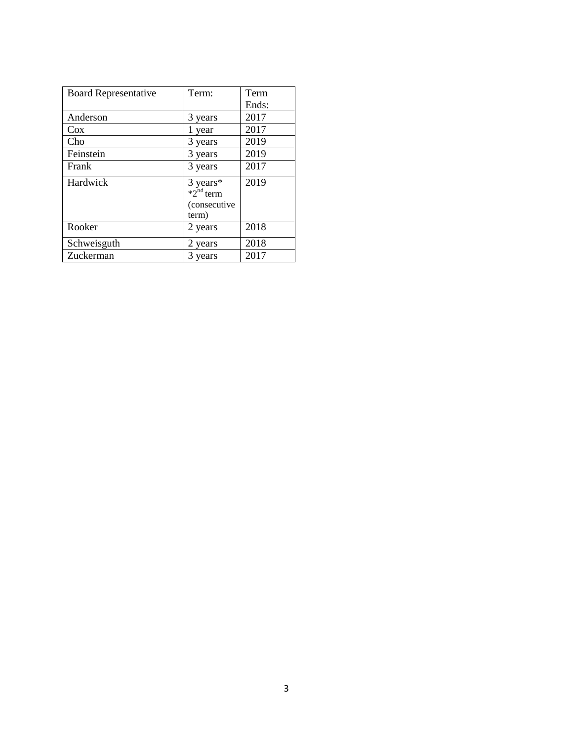| Board Representative | Term: | Term Ends: |
|---|---|---|
| Anderson | 3 years | 2017 |
| Cox | 1 year | 2017 |
| Cho | 3 years | 2019 |
| Feinstein | 3 years | 2019 |
| Frank | 3 years | 2017 |
| Hardwick | 3 years* *2nd term (consecutive term) | 2019 |
| Rooker | 2 years | 2018 |
| Schweisguth | 2 years | 2018 |
| Zuckerman | 3 years | 2017 |